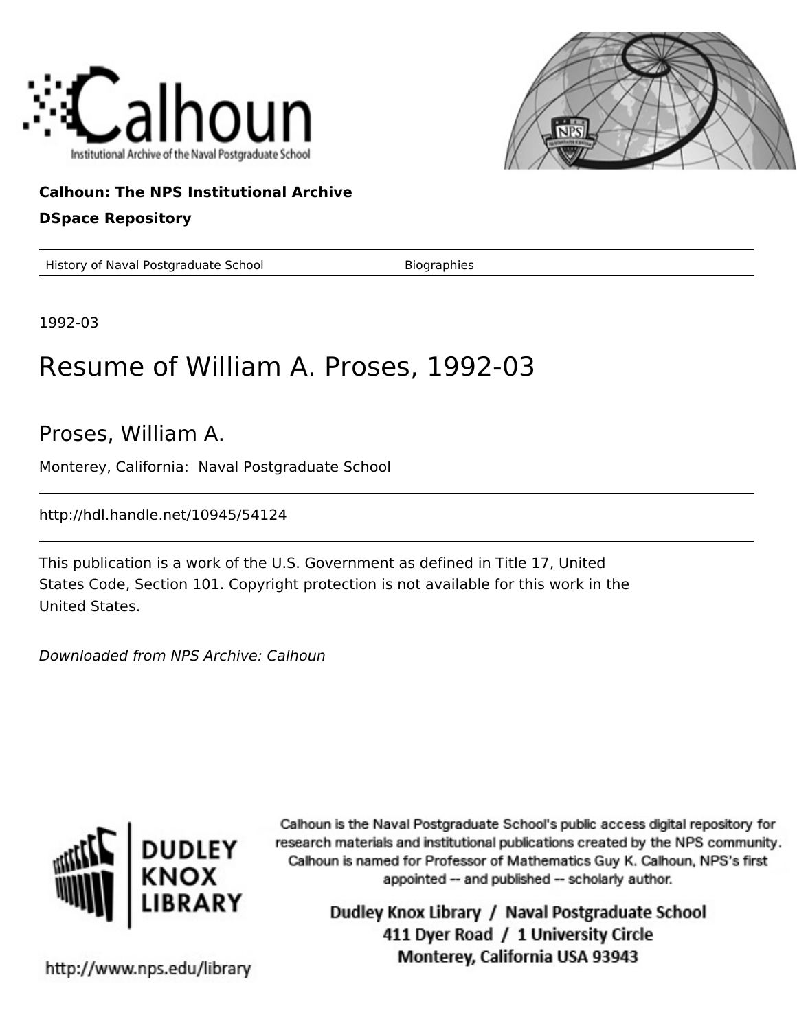Calhoun

Institutional Archive of the Naval Postgraduate School

**Calhoun: The NPS Institutional Archive**

**DSpace Repository**

History of Naval Postgraduate School　　Biographies

1992-03

# Resume of William A. Proses, 1992-03

## Proses, William A.

Monterey, California: Naval Postgraduate School

http://hdl.handle.net/10945/54124

This publication is a work of the U.S. Government as defined in Title 17, United States Code, Section 101. Copyright protection is not available for this work in the United States.

*Downloaded from NPS Archive: Calhoun*

DUDLEY KNOX LIBRARY

Calhoun is the Naval Postgraduate School's public access digital repository for research materials and institutional publications created by the NPS community. Calhoun is named for Professor of Mathematics Guy K. Calhoun, NPS's first appointed -- and published -- scholarly author.

Dudley Knox Library / Naval Postgraduate School
411 Dyer Road / 1 University Circle
Monterey, California USA 93943

http://www.nps.edu/library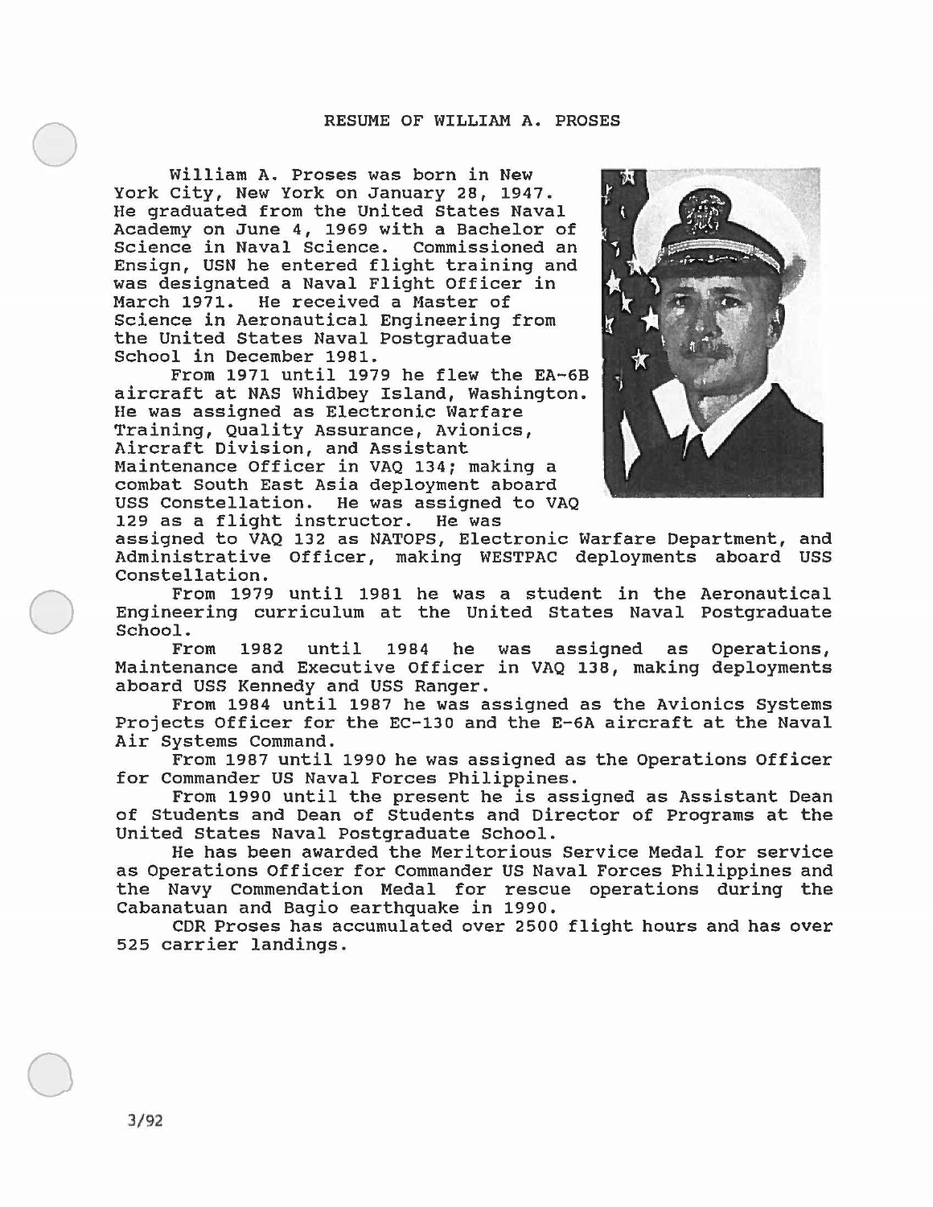# RESUME OF WILLIAM A. PROSES

William A. Proses was born in New York City, New York on January 28, 1947. He graduated from the United States Naval Academy on June 4, 1969 with a Bachelor of Science in Naval Science. Commissioned an Ensign, USN he entered flight training and was designated a Naval Flight Officer in March 1971. He received a Master of Science in Aeronautical Engineering from the United States Naval Postgraduate School in December 1981.

From 1971 until 1979 he flew the EA-6B aircraft at NAS Whidbey Island, Washington. He was assigned as Electronic Warfare Training, Quality Assurance, Avionics, Aircraft Division, and Assistant Maintenance Officer in VAQ 134; making a combat South East Asia deployment aboard USS Constellation. He was assigned to VAQ 129 as a flight instructor. He was assigned to VAQ 132 as NATOPS, Electronic Warfare Department, and Administrative Officer, making WESTPAC deployments aboard USS Constellation.

From 1979 until 1981 he was a student in the Aeronautical Engineering curriculum at the United States Naval Postgraduate School.

From 1982 until 1984 he was assigned as Operations, Maintenance and Executive Officer in VAQ 138, making deployments aboard USS Kennedy and USS Ranger.

From 1984 until 1987 he was assigned as the Avionics Systems Projects Officer for the EC-130 and the E-6A aircraft at the Naval Air Systems Command.

From 1987 until 1990 he was assigned as the Operations Officer for Commander US Naval Forces Philippines.

From 1990 until the present he is assigned as Assistant Dean of Students and Dean of Students and Director of Programs at the United States Naval Postgraduate School.

He has been awarded the Meritorious Service Medal for service as Operations Officer for Commander US Naval Forces Philippines and the Navy Commendation Medal for rescue operations during the Cabanatuan and Bagio earthquake in 1990.

CDR Proses has accumulated over 2500 flight hours and has over 525 carrier landings.

3/92